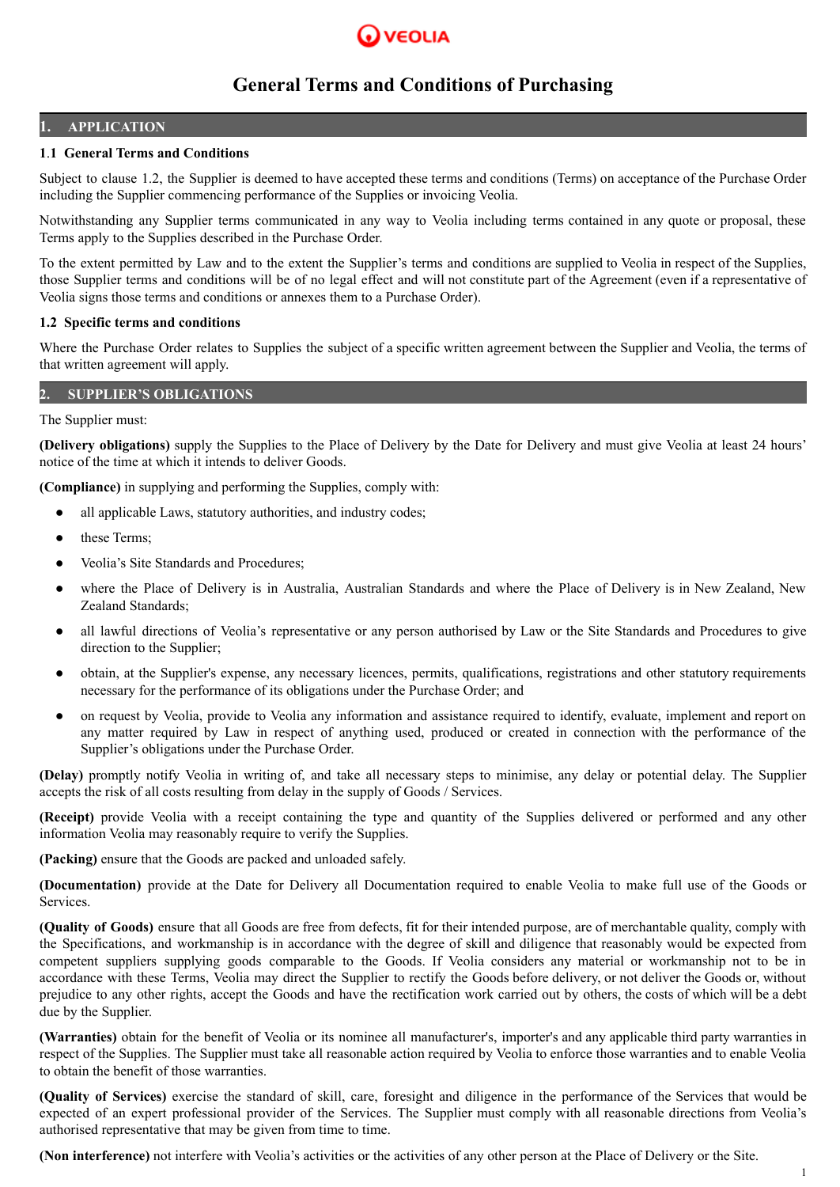VEOLIA

# General Terms and Conditions of Purchasing

## 1. APPLICATION

### 1.1 General Terms and Conditions

Subject to clause 1.2, the Supplier is deemed to have accepted these terms and conditions (Terms) on acceptance of the Purchase Order including the Supplier commencing performance of the Supplies or invoicing Veolia.

Notwithstanding any Supplier terms communicated in any way to Veolia including terms contained in any quote or proposal, these Terms apply to the Supplies described in the Purchase Order.

To the extent permitted by Law and to the extent the Supplier's terms and conditions are supplied to Veolia in respect of the Supplies, those Supplier terms and conditions will be of no legal effect and will not constitute part of the Agreement (even if a representative of Veolia signs those terms and conditions or annexes them to a Purchase Order).

### 1.2 Specific terms and conditions

Where the Purchase Order relates to Supplies the subject of a specific written agreement between the Supplier and Veolia, the terms of that written agreement will apply.

## 2. SUPPLIER'S OBLIGATIONS

The Supplier must:

**(Delivery obligations)** supply the Supplies to the Place of Delivery by the Date for Delivery and must give Veolia at least 24 hours' notice of the time at which it intends to deliver Goods.

**(Compliance)** in supplying and performing the Supplies, comply with:

- all applicable Laws, statutory authorities, and industry codes;
- these Terms;
- Veolia's Site Standards and Procedures;
- where the Place of Delivery is in Australia, Australian Standards and where the Place of Delivery is in New Zealand, New Zealand Standards;
- all lawful directions of Veolia's representative or any person authorised by Law or the Site Standards and Procedures to give direction to the Supplier;
- obtain, at the Supplier's expense, any necessary licences, permits, qualifications, registrations and other statutory requirements necessary for the performance of its obligations under the Purchase Order; and
- on request by Veolia, provide to Veolia any information and assistance required to identify, evaluate, implement and report on any matter required by Law in respect of anything used, produced or created in connection with the performance of the Supplier's obligations under the Purchase Order.

**(Delay)** promptly notify Veolia in writing of, and take all necessary steps to minimise, any delay or potential delay. The Supplier accepts the risk of all costs resulting from delay in the supply of Goods / Services.

**(Receipt)** provide Veolia with a receipt containing the type and quantity of the Supplies delivered or performed and any other information Veolia may reasonably require to verify the Supplies.

**(Packing)** ensure that the Goods are packed and unloaded safely.

**(Documentation)** provide at the Date for Delivery all Documentation required to enable Veolia to make full use of the Goods or Services.

**(Quality of Goods)** ensure that all Goods are free from defects, fit for their intended purpose, are of merchantable quality, comply with the Specifications, and workmanship is in accordance with the degree of skill and diligence that reasonably would be expected from competent suppliers supplying goods comparable to the Goods. If Veolia considers any material or workmanship not to be in accordance with these Terms, Veolia may direct the Supplier to rectify the Goods before delivery, or not deliver the Goods or, without prejudice to any other rights, accept the Goods and have the rectification work carried out by others, the costs of which will be a debt due by the Supplier.

**(Warranties)** obtain for the benefit of Veolia or its nominee all manufacturer's, importer's and any applicable third party warranties in respect of the Supplies. The Supplier must take all reasonable action required by Veolia to enforce those warranties and to enable Veolia to obtain the benefit of those warranties.

**(Quality of Services)** exercise the standard of skill, care, foresight and diligence in the performance of the Services that would be expected of an expert professional provider of the Services. The Supplier must comply with all reasonable directions from Veolia's authorised representative that may be given from time to time.

**(Non interference)** not interfere with Veolia's activities or the activities of any other person at the Place of Delivery or the Site.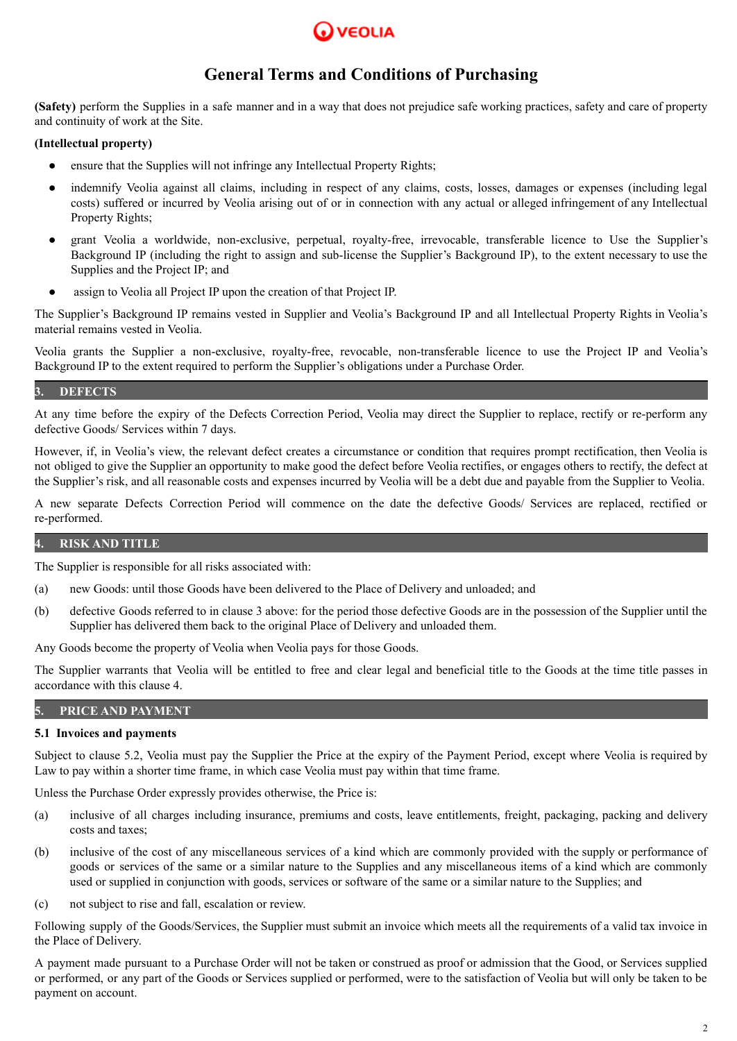# General Terms and Conditions of Purchasing

**(Safety)** perform the Supplies in a safe manner and in a way that does not prejudice safe working practices, safety and care of property and continuity of work at the Site.

**(Intellectual property)**

- ensure that the Supplies will not infringe any Intellectual Property Rights;
- indemnify Veolia against all claims, including in respect of any claims, costs, losses, damages or expenses (including legal costs) suffered or incurred by Veolia arising out of or in connection with any actual or alleged infringement of any Intellectual Property Rights;
- grant Veolia a worldwide, non-exclusive, perpetual, royalty-free, irrevocable, transferable licence to Use the Supplier's Background IP (including the right to assign and sub-license the Supplier's Background IP), to the extent necessary to use the Supplies and the Project IP; and
- assign to Veolia all Project IP upon the creation of that Project IP.

The Supplier's Background IP remains vested in Supplier and Veolia's Background IP and all Intellectual Property Rights in Veolia's material remains vested in Veolia.

Veolia grants the Supplier a non-exclusive, royalty-free, revocable, non-transferable licence to use the Project IP and Veolia's Background IP to the extent required to perform the Supplier's obligations under a Purchase Order.

## 3. DEFECTS

At any time before the expiry of the Defects Correction Period, Veolia may direct the Supplier to replace, rectify or re-perform any defective Goods/ Services within 7 days.

However, if, in Veolia's view, the relevant defect creates a circumstance or condition that requires prompt rectification, then Veolia is not obliged to give the Supplier an opportunity to make good the defect before Veolia rectifies, or engages others to rectify, the defect at the Supplier's risk, and all reasonable costs and expenses incurred by Veolia will be a debt due and payable from the Supplier to Veolia.

A new separate Defects Correction Period will commence on the date the defective Goods/ Services are replaced, rectified or re-performed.

## 4. RISK AND TITLE

The Supplier is responsible for all risks associated with:

(a) new Goods: until those Goods have been delivered to the Place of Delivery and unloaded; and

(b) defective Goods referred to in clause 3 above: for the period those defective Goods are in the possession of the Supplier until the Supplier has delivered them back to the original Place of Delivery and unloaded them.

Any Goods become the property of Veolia when Veolia pays for those Goods.

The Supplier warrants that Veolia will be entitled to free and clear legal and beneficial title to the Goods at the time title passes in accordance with this clause 4.

## 5. PRICE AND PAYMENT

### 5.1 Invoices and payments

Subject to clause 5.2, Veolia must pay the Supplier the Price at the expiry of the Payment Period, except where Veolia is required by Law to pay within a shorter time frame, in which case Veolia must pay within that time frame.

Unless the Purchase Order expressly provides otherwise, the Price is:

(a) inclusive of all charges including insurance, premiums and costs, leave entitlements, freight, packaging, packing and delivery costs and taxes;

(b) inclusive of the cost of any miscellaneous services of a kind which are commonly provided with the supply or performance of goods or services of the same or a similar nature to the Supplies and any miscellaneous items of a kind which are commonly used or supplied in conjunction with goods, services or software of the same or a similar nature to the Supplies; and

(c) not subject to rise and fall, escalation or review.

Following supply of the Goods/Services, the Supplier must submit an invoice which meets all the requirements of a valid tax invoice in the Place of Delivery.

A payment made pursuant to a Purchase Order will not be taken or construed as proof or admission that the Good, or Services supplied or performed, or any part of the Goods or Services supplied or performed, were to the satisfaction of Veolia but will only be taken to be payment on account.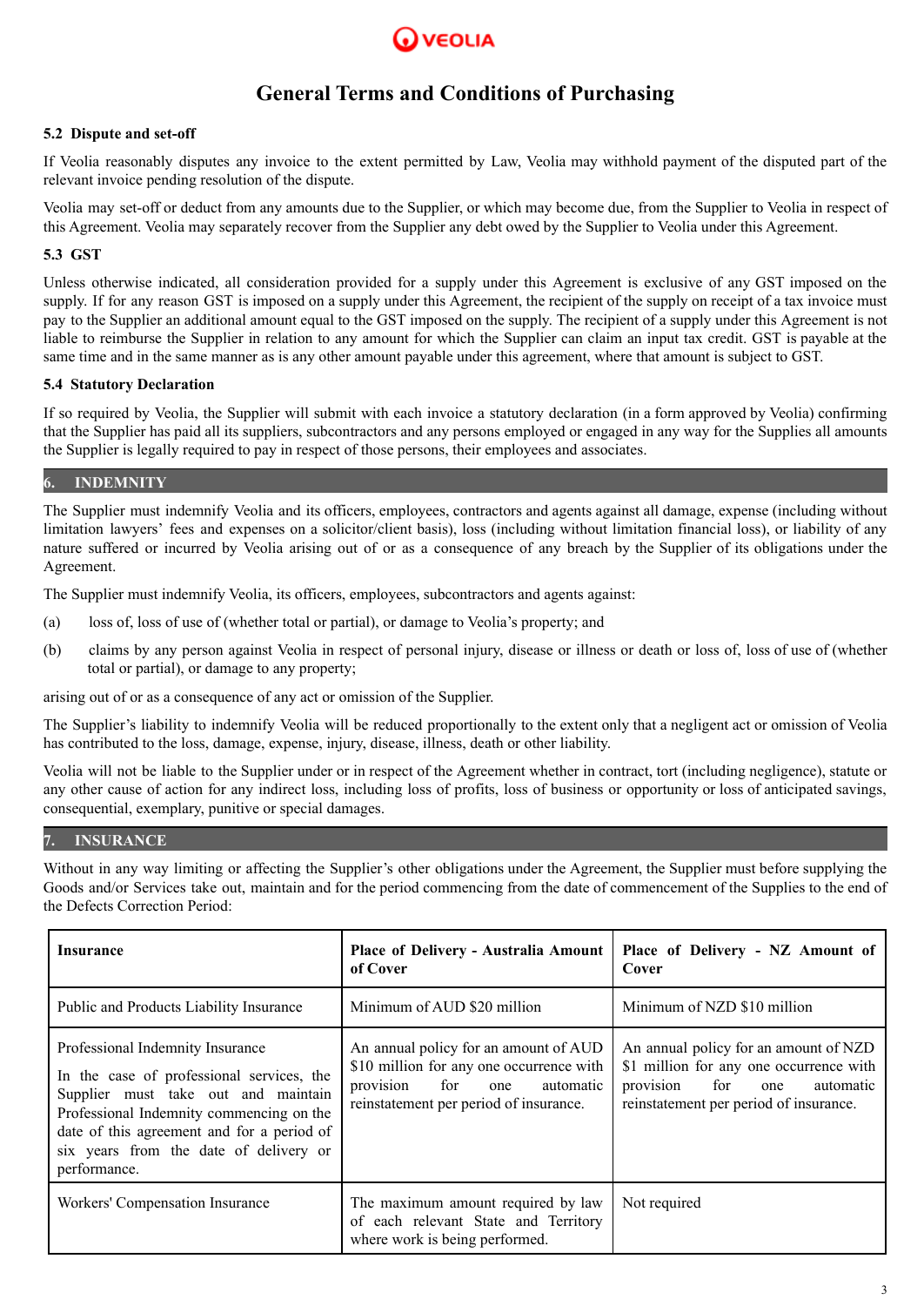# General Terms and Conditions of Purchasing

### 5.2 Dispute and set-off

If Veolia reasonably disputes any invoice to the extent permitted by Law, Veolia may withhold payment of the disputed part of the relevant invoice pending resolution of the dispute.

Veolia may set-off or deduct from any amounts due to the Supplier, or which may become due, from the Supplier to Veolia in respect of this Agreement. Veolia may separately recover from the Supplier any debt owed by the Supplier to Veolia under this Agreement.

### 5.3 GST

Unless otherwise indicated, all consideration provided for a supply under this Agreement is exclusive of any GST imposed on the supply. If for any reason GST is imposed on a supply under this Agreement, the recipient of the supply on receipt of a tax invoice must pay to the Supplier an additional amount equal to the GST imposed on the supply. The recipient of a supply under this Agreement is not liable to reimburse the Supplier in relation to any amount for which the Supplier can claim an input tax credit. GST is payable at the same time and in the same manner as is any other amount payable under this agreement, where that amount is subject to GST.

### 5.4 Statutory Declaration

If so required by Veolia, the Supplier will submit with each invoice a statutory declaration (in a form approved by Veolia) confirming that the Supplier has paid all its suppliers, subcontractors and any persons employed or engaged in any way for the Supplies all amounts the Supplier is legally required to pay in respect of those persons, their employees and associates.

## 6. INDEMNITY

The Supplier must indemnify Veolia and its officers, employees, contractors and agents against all damage, expense (including without limitation lawyers' fees and expenses on a solicitor/client basis), loss (including without limitation financial loss), or liability of any nature suffered or incurred by Veolia arising out of or as a consequence of any breach by the Supplier of its obligations under the Agreement.

The Supplier must indemnify Veolia, its officers, employees, subcontractors and agents against:

(a) loss of, loss of use of (whether total or partial), or damage to Veolia's property; and

(b) claims by any person against Veolia in respect of personal injury, disease or illness or death or loss of, loss of use of (whether total or partial), or damage to any property;

arising out of or as a consequence of any act or omission of the Supplier.

The Supplier's liability to indemnify Veolia will be reduced proportionally to the extent only that a negligent act or omission of Veolia has contributed to the loss, damage, expense, injury, disease, illness, death or other liability.

Veolia will not be liable to the Supplier under or in respect of the Agreement whether in contract, tort (including negligence), statute or any other cause of action for any indirect loss, including loss of profits, loss of business or opportunity or loss of anticipated savings, consequential, exemplary, punitive or special damages.

## 7. INSURANCE

Without in any way limiting or affecting the Supplier's other obligations under the Agreement, the Supplier must before supplying the Goods and/or Services take out, maintain and for the period commencing from the date of commencement of the Supplies to the end of the Defects Correction Period:

| **Insurance** | **Place of Delivery - Australia Amount of Cover** | **Place of Delivery - NZ Amount of Cover** |
|---|---|---|
| Public and Products Liability Insurance | Minimum of AUD $20 million | Minimum of NZD $10 million |
| Professional Indemnity Insurance<br><br>In the case of professional services, the Supplier must take out and maintain Professional Indemnity commencing on the date of this agreement and for a period of six years from the date of delivery or performance. | An annual policy for an amount of AUD $10 million for any one occurrence with provision for one automatic reinstatement per period of insurance. | An annual policy for an amount of NZD $1 million for any one occurrence with provision for one automatic reinstatement per period of insurance. |
| Workers' Compensation Insurance | The maximum amount required by law of each relevant State and Territory where work is being performed. | Not required |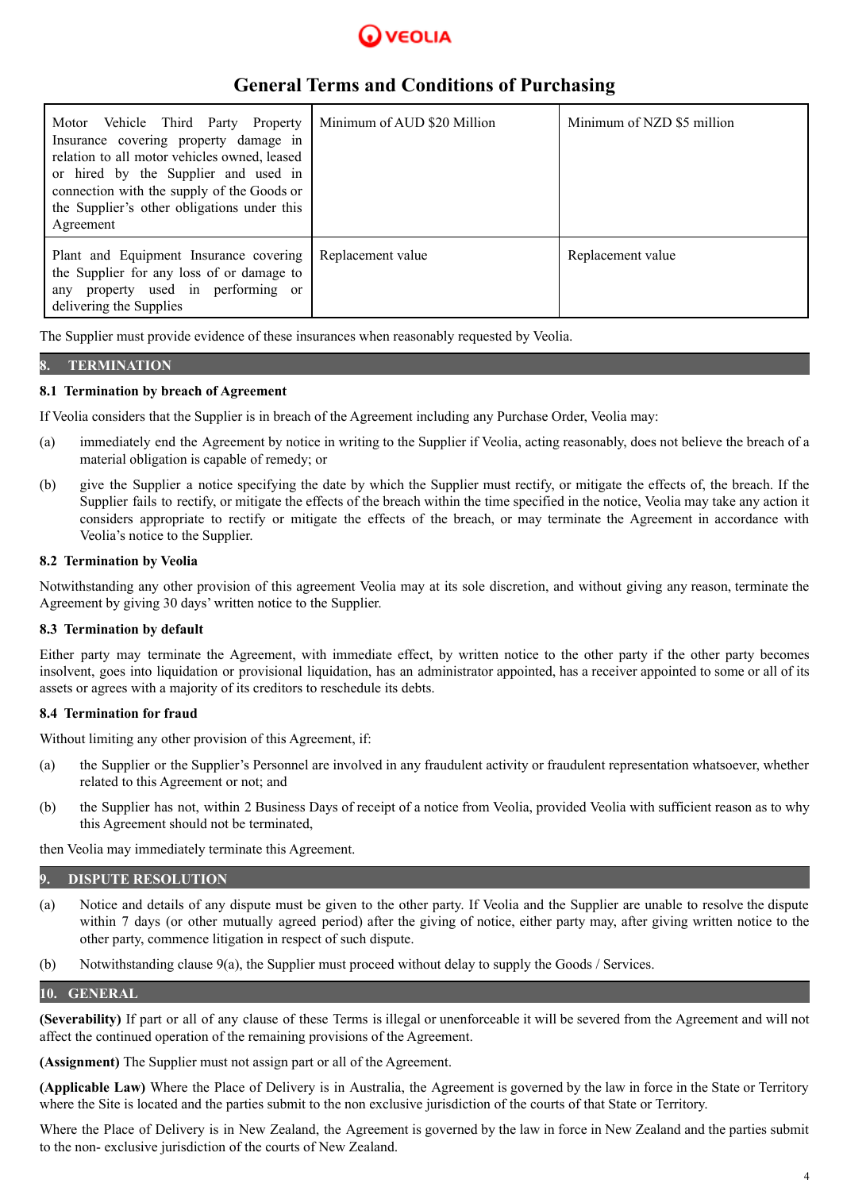| | | |
|---|---|---|
| Motor Vehicle Third Party Property Insurance covering property damage in relation to all motor vehicles owned, leased or hired by the Supplier and used in connection with the supply of the Goods or the Supplier's other obligations under this Agreement | Minimum of AUD $20 Million | Minimum of NZD $5 million |
| Plant and Equipment Insurance covering the Supplier for any loss of or damage to any property used in performing or delivering the Supplies | Replacement value | Replacement value |

The Supplier must provide evidence of these insurances when reasonably requested by Veolia.

## 8. TERMINATION

### 8.1 Termination by breach of Agreement

If Veolia considers that the Supplier is in breach of the Agreement including any Purchase Order, Veolia may:

(a) immediately end the Agreement by notice in writing to the Supplier if Veolia, acting reasonably, does not believe the breach of a material obligation is capable of remedy; or

(b) give the Supplier a notice specifying the date by which the Supplier must rectify, or mitigate the effects of, the breach. If the Supplier fails to rectify, or mitigate the effects of the breach within the time specified in the notice, Veolia may take any action it considers appropriate to rectify or mitigate the effects of the breach, or may terminate the Agreement in accordance with Veolia's notice to the Supplier.

### 8.2 Termination by Veolia

Notwithstanding any other provision of this agreement Veolia may at its sole discretion, and without giving any reason, terminate the Agreement by giving 30 days' written notice to the Supplier.

### 8.3 Termination by default

Either party may terminate the Agreement, with immediate effect, by written notice to the other party if the other party becomes insolvent, goes into liquidation or provisional liquidation, has an administrator appointed, has a receiver appointed to some or all of its assets or agrees with a majority of its creditors to reschedule its debts.

### 8.4 Termination for fraud

Without limiting any other provision of this Agreement, if:

(a) the Supplier or the Supplier's Personnel are involved in any fraudulent activity or fraudulent representation whatsoever, whether related to this Agreement or not; and

(b) the Supplier has not, within 2 Business Days of receipt of a notice from Veolia, provided Veolia with sufficient reason as to why this Agreement should not be terminated,

then Veolia may immediately terminate this Agreement.

## 9. DISPUTE RESOLUTION

(a) Notice and details of any dispute must be given to the other party. If Veolia and the Supplier are unable to resolve the dispute within 7 days (or other mutually agreed period) after the giving of notice, either party may, after giving written notice to the other party, commence litigation in respect of such dispute.

(b) Notwithstanding clause 9(a), the Supplier must proceed without delay to supply the Goods / Services.

## 10. GENERAL

**(Severability)** If part or all of any clause of these Terms is illegal or unenforceable it will be severed from the Agreement and will not affect the continued operation of the remaining provisions of the Agreement.

**(Assignment)** The Supplier must not assign part or all of the Agreement.

**(Applicable Law)** Where the Place of Delivery is in Australia, the Agreement is governed by the law in force in the State or Territory where the Site is located and the parties submit to the non exclusive jurisdiction of the courts of that State or Territory.

Where the Place of Delivery is in New Zealand, the Agreement is governed by the law in force in New Zealand and the parties submit to the non- exclusive jurisdiction of the courts of New Zealand.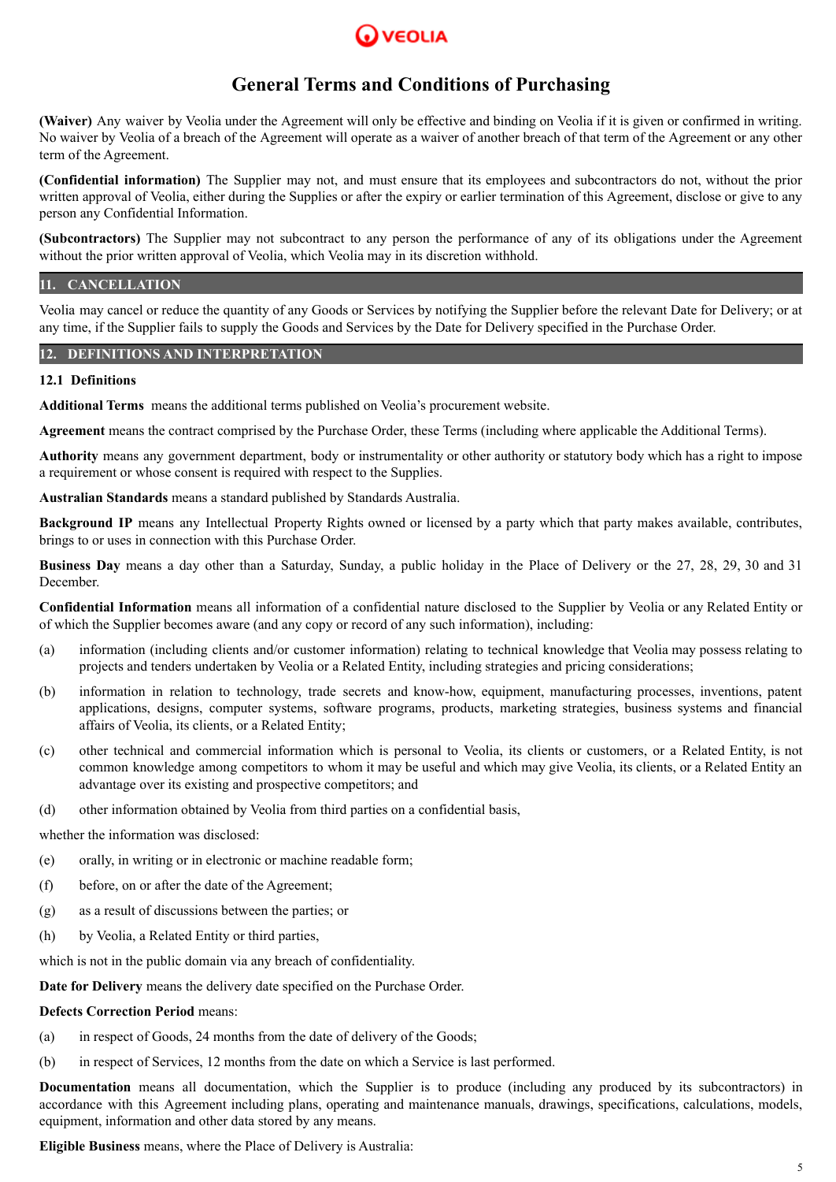# General Terms and Conditions of Purchasing

**(Waiver)** Any waiver by Veolia under the Agreement will only be effective and binding on Veolia if it is given or confirmed in writing. No waiver by Veolia of a breach of the Agreement will operate as a waiver of another breach of that term of the Agreement or any other term of the Agreement.

**(Confidential information)** The Supplier may not, and must ensure that its employees and subcontractors do not, without the prior written approval of Veolia, either during the Supplies or after the expiry or earlier termination of this Agreement, disclose or give to any person any Confidential Information.

**(Subcontractors)** The Supplier may not subcontract to any person the performance of any of its obligations under the Agreement without the prior written approval of Veolia, which Veolia may in its discretion withhold.

## 11. CANCELLATION

Veolia may cancel or reduce the quantity of any Goods or Services by notifying the Supplier before the relevant Date for Delivery; or at any time, if the Supplier fails to supply the Goods and Services by the Date for Delivery specified in the Purchase Order.

## 12. DEFINITIONS AND INTERPRETATION

### 12.1 Definitions

**Additional Terms** means the additional terms published on Veolia's procurement website.

**Agreement** means the contract comprised by the Purchase Order, these Terms (including where applicable the Additional Terms).

**Authority** means any government department, body or instrumentality or other authority or statutory body which has a right to impose a requirement or whose consent is required with respect to the Supplies.

**Australian Standards** means a standard published by Standards Australia.

**Background IP** means any Intellectual Property Rights owned or licensed by a party which that party makes available, contributes, brings to or uses in connection with this Purchase Order.

**Business Day** means a day other than a Saturday, Sunday, a public holiday in the Place of Delivery or the 27, 28, 29, 30 and 31 December.

**Confidential Information** means all information of a confidential nature disclosed to the Supplier by Veolia or any Related Entity or of which the Supplier becomes aware (and any copy or record of any such information), including:

(a) information (including clients and/or customer information) relating to technical knowledge that Veolia may possess relating to projects and tenders undertaken by Veolia or a Related Entity, including strategies and pricing considerations;

(b) information in relation to technology, trade secrets and know-how, equipment, manufacturing processes, inventions, patent applications, designs, computer systems, software programs, products, marketing strategies, business systems and financial affairs of Veolia, its clients, or a Related Entity;

(c) other technical and commercial information which is personal to Veolia, its clients or customers, or a Related Entity, is not common knowledge among competitors to whom it may be useful and which may give Veolia, its clients, or a Related Entity an advantage over its existing and prospective competitors; and

(d) other information obtained by Veolia from third parties on a confidential basis,

whether the information was disclosed:

(e) orally, in writing or in electronic or machine readable form;

(f) before, on or after the date of the Agreement;

(g) as a result of discussions between the parties; or

(h) by Veolia, a Related Entity or third parties,

which is not in the public domain via any breach of confidentiality.

**Date for Delivery** means the delivery date specified on the Purchase Order.

**Defects Correction Period** means:

(a) in respect of Goods, 24 months from the date of delivery of the Goods;

(b) in respect of Services, 12 months from the date on which a Service is last performed.

**Documentation** means all documentation, which the Supplier is to produce (including any produced by its subcontractors) in accordance with this Agreement including plans, operating and maintenance manuals, drawings, specifications, calculations, models, equipment, information and other data stored by any means.

**Eligible Business** means, where the Place of Delivery is Australia: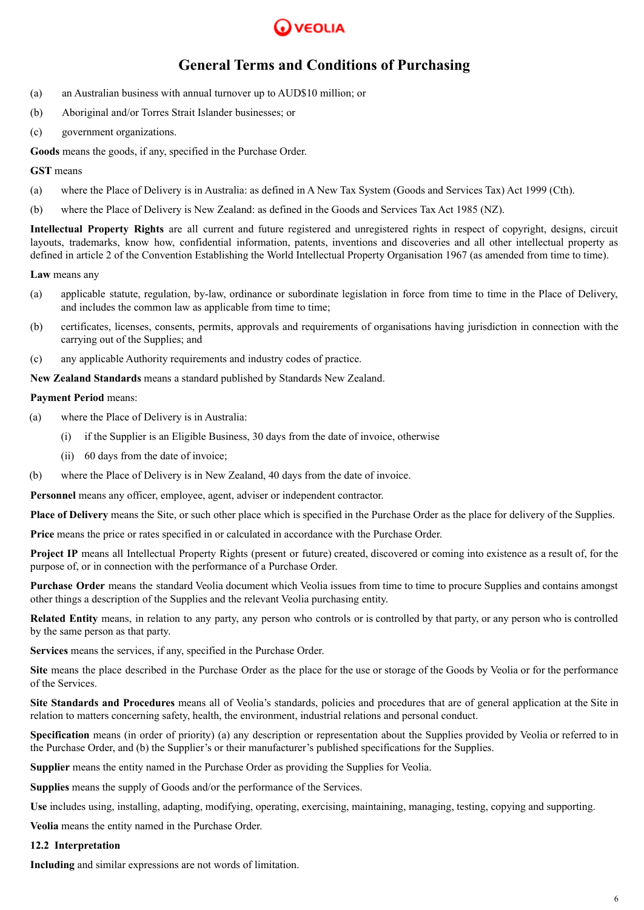(a) an Australian business with annual turnover up to AUD$10 million; or

(b) Aboriginal and/or Torres Strait Islander businesses; or

(c) government organizations.

**Goods** means the goods, if any, specified in the Purchase Order.

**GST** means

(a) where the Place of Delivery is in Australia: as defined in A New Tax System (Goods and Services Tax) Act 1999 (Cth).

(b) where the Place of Delivery is New Zealand: as defined in the Goods and Services Tax Act 1985 (NZ).

**Intellectual Property Rights** are all current and future registered and unregistered rights in respect of copyright, designs, circuit layouts, trademarks, know how, confidential information, patents, inventions and discoveries and all other intellectual property as defined in article 2 of the Convention Establishing the World Intellectual Property Organisation 1967 (as amended from time to time).

**Law** means any

(a) applicable statute, regulation, by-law, ordinance or subordinate legislation in force from time to time in the Place of Delivery, and includes the common law as applicable from time to time;

(b) certificates, licenses, consents, permits, approvals and requirements of organisations having jurisdiction in connection with the carrying out of the Supplies; and

(c) any applicable Authority requirements and industry codes of practice.

**New Zealand Standards** means a standard published by Standards New Zealand.

**Payment Period** means:

(a) where the Place of Delivery is in Australia:

   (i) if the Supplier is an Eligible Business, 30 days from the date of invoice, otherwise

   (ii) 60 days from the date of invoice;

(b) where the Place of Delivery is in New Zealand, 40 days from the date of invoice.

**Personnel** means any officer, employee, agent, adviser or independent contractor.

**Place of Delivery** means the Site, or such other place which is specified in the Purchase Order as the place for delivery of the Supplies.

**Price** means the price or rates specified in or calculated in accordance with the Purchase Order.

**Project IP** means all Intellectual Property Rights (present or future) created, discovered or coming into existence as a result of, for the purpose of, or in connection with the performance of a Purchase Order.

**Purchase Order** means the standard Veolia document which Veolia issues from time to time to procure Supplies and contains amongst other things a description of the Supplies and the relevant Veolia purchasing entity.

**Related Entity** means, in relation to any party, any person who controls or is controlled by that party, or any person who is controlled by the same person as that party.

**Services** means the services, if any, specified in the Purchase Order.

**Site** means the place described in the Purchase Order as the place for the use or storage of the Goods by Veolia or for the performance of the Services.

**Site Standards and Procedures** means all of Veolia's standards, policies and procedures that are of general application at the Site in relation to matters concerning safety, health, the environment, industrial relations and personal conduct.

**Specification** means (in order of priority) (a) any description or representation about the Supplies provided by Veolia or referred to in the Purchase Order, and (b) the Supplier's or their manufacturer's published specifications for the Supplies.

**Supplier** means the entity named in the Purchase Order as providing the Supplies for Veolia.

**Supplies** means the supply of Goods and/or the performance of the Services.

**Use** includes using, installing, adapting, modifying, operating, exercising, maintaining, managing, testing, copying and supporting.

**Veolia** means the entity named in the Purchase Order.

**12.2 Interpretation**

**Including** and similar expressions are not words of limitation.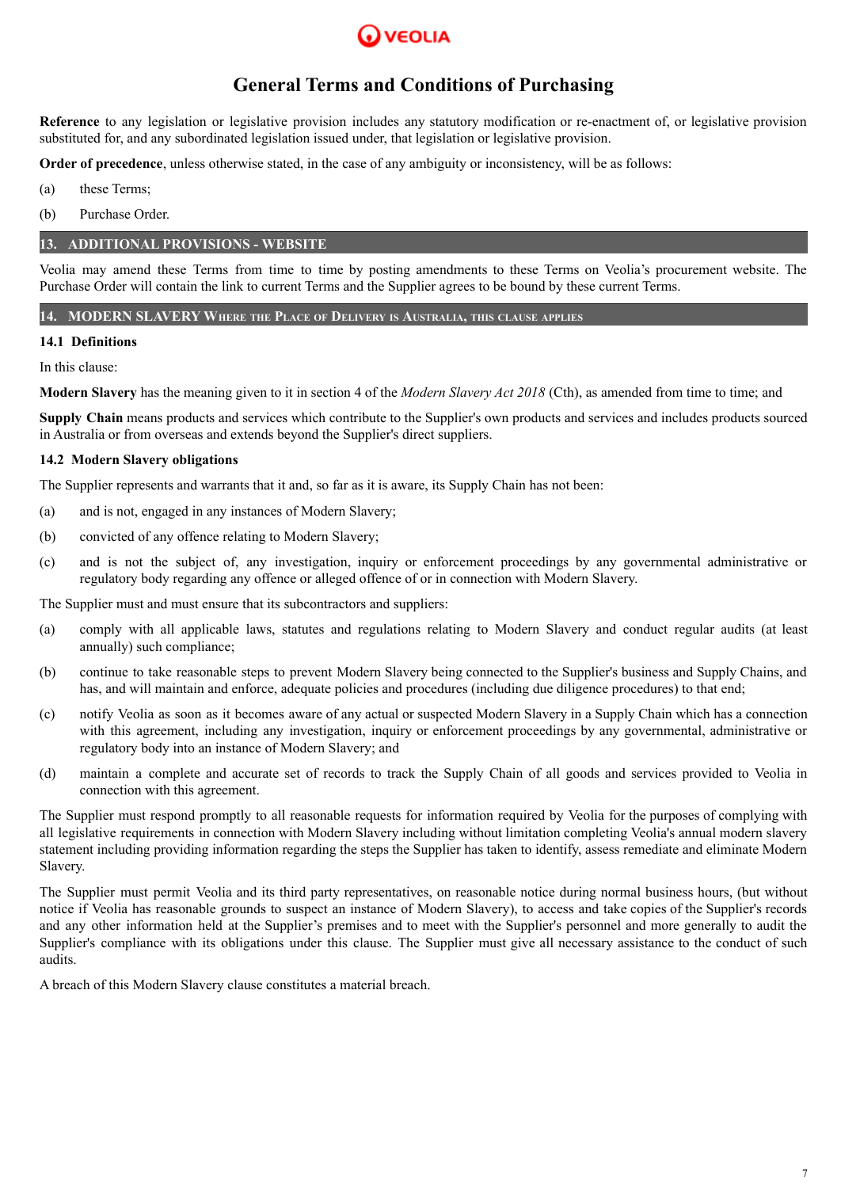# General Terms and Conditions of Purchasing

**Reference** to any legislation or legislative provision includes any statutory modification or re-enactment of, or legislative provision substituted for, and any subordinated legislation issued under, that legislation or legislative provision.

**Order of precedence**, unless otherwise stated, in the case of any ambiguity or inconsistency, will be as follows:

(a) these Terms;

(b) Purchase Order.

## 13. ADDITIONAL PROVISIONS - WEBSITE

Veolia may amend these Terms from time to time by posting amendments to these Terms on Veolia's procurement website. The Purchase Order will contain the link to current Terms and the Supplier agrees to be bound by these current Terms.

## 14. MODERN SLAVERY Where the Place of Delivery is Australia, this clause applies

### 14.1 Definitions

In this clause:

**Modern Slavery** has the meaning given to it in section 4 of the *Modern Slavery Act 2018* (Cth), as amended from time to time; and

**Supply Chain** means products and services which contribute to the Supplier's own products and services and includes products sourced in Australia or from overseas and extends beyond the Supplier's direct suppliers.

### 14.2 Modern Slavery obligations

The Supplier represents and warrants that it and, so far as it is aware, its Supply Chain has not been:

(a) and is not, engaged in any instances of Modern Slavery;

(b) convicted of any offence relating to Modern Slavery;

(c) and is not the subject of, any investigation, inquiry or enforcement proceedings by any governmental administrative or regulatory body regarding any offence or alleged offence of or in connection with Modern Slavery.

The Supplier must and must ensure that its subcontractors and suppliers:

(a) comply with all applicable laws, statutes and regulations relating to Modern Slavery and conduct regular audits (at least annually) such compliance;

(b) continue to take reasonable steps to prevent Modern Slavery being connected to the Supplier's business and Supply Chains, and has, and will maintain and enforce, adequate policies and procedures (including due diligence procedures) to that end;

(c) notify Veolia as soon as it becomes aware of any actual or suspected Modern Slavery in a Supply Chain which has a connection with this agreement, including any investigation, inquiry or enforcement proceedings by any governmental, administrative or regulatory body into an instance of Modern Slavery; and

(d) maintain a complete and accurate set of records to track the Supply Chain of all goods and services provided to Veolia in connection with this agreement.

The Supplier must respond promptly to all reasonable requests for information required by Veolia for the purposes of complying with all legislative requirements in connection with Modern Slavery including without limitation completing Veolia's annual modern slavery statement including providing information regarding the steps the Supplier has taken to identify, assess remediate and eliminate Modern Slavery.

The Supplier must permit Veolia and its third party representatives, on reasonable notice during normal business hours, (but without notice if Veolia has reasonable grounds to suspect an instance of Modern Slavery), to access and take copies of the Supplier's records and any other information held at the Supplier's premises and to meet with the Supplier's personnel and more generally to audit the Supplier's compliance with its obligations under this clause. The Supplier must give all necessary assistance to the conduct of such audits.

A breach of this Modern Slavery clause constitutes a material breach.